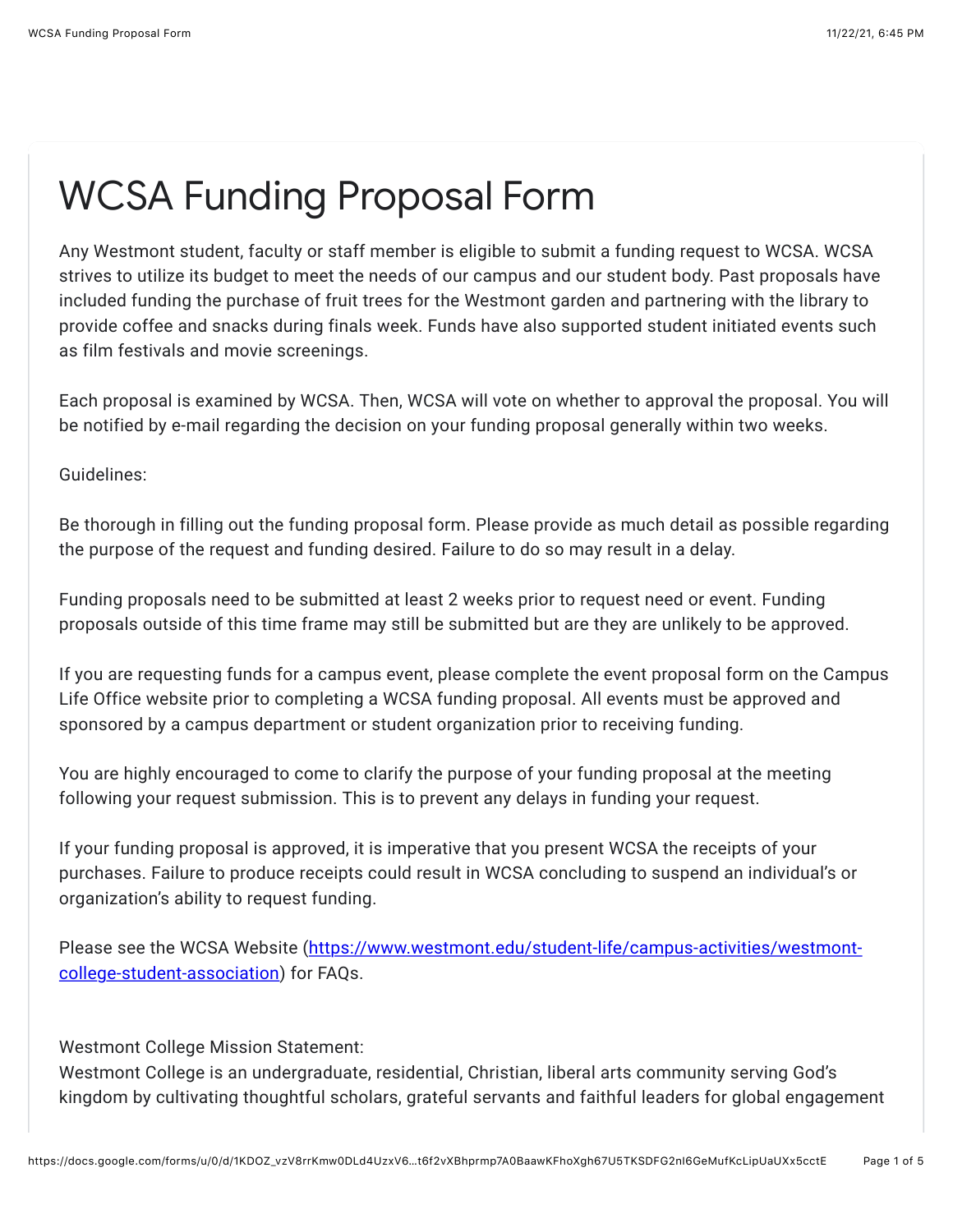# WCSA Funding Proposal Form

Any Westmont student, faculty or staff member is eligible to submit a funding request to WCSA. WCSA strives to utilize its budget to meet the needs of our campus and our student body. Past proposals have included funding the purchase of fruit trees for the Westmont garden and partnering with the library to provide coffee and snacks during finals week. Funds have also supported student initiated events such as film festivals and movie screenings.

Each proposal is examined by WCSA. Then, WCSA will vote on whether to approval the proposal. You will be notified by e-mail regarding the decision on your funding proposal generally within two weeks.

Guidelines:

Be thorough in filling out the funding proposal form. Please provide as much detail as possible regarding the purpose of the request and funding desired. Failure to do so may result in a delay.

Funding proposals need to be submitted at least 2 weeks prior to request need or event. Funding proposals outside of this time frame may still be submitted but are they are unlikely to be approved.

If you are requesting funds for a campus event, please complete the event proposal form on the Campus Life Office website prior to completing a WCSA funding proposal. All events must be approved and sponsored by a campus department or student organization prior to receiving funding.

You are highly encouraged to come to clarify the purpose of your funding proposal at the meeting following your request submission. This is to prevent any delays in funding your request.

If your funding proposal is approved, it is imperative that you present WCSA the receipts of your purchases. Failure to produce receipts could result in WCSA concluding to suspend an individual's or organization's ability to request funding.

Please see the WCSA Website ([https://www.westmont.edu/student-life/campus-activities/westmont-college-student-association](https://www.westmont.edu/student-life/campus-activities/westmont-college-student-association)) for FAQs.

Westmont College Mission Statement:
Westmont College is an undergraduate, residential, Christian, liberal arts community serving God's kingdom by cultivating thoughtful scholars, grateful servants and faithful leaders for global engagement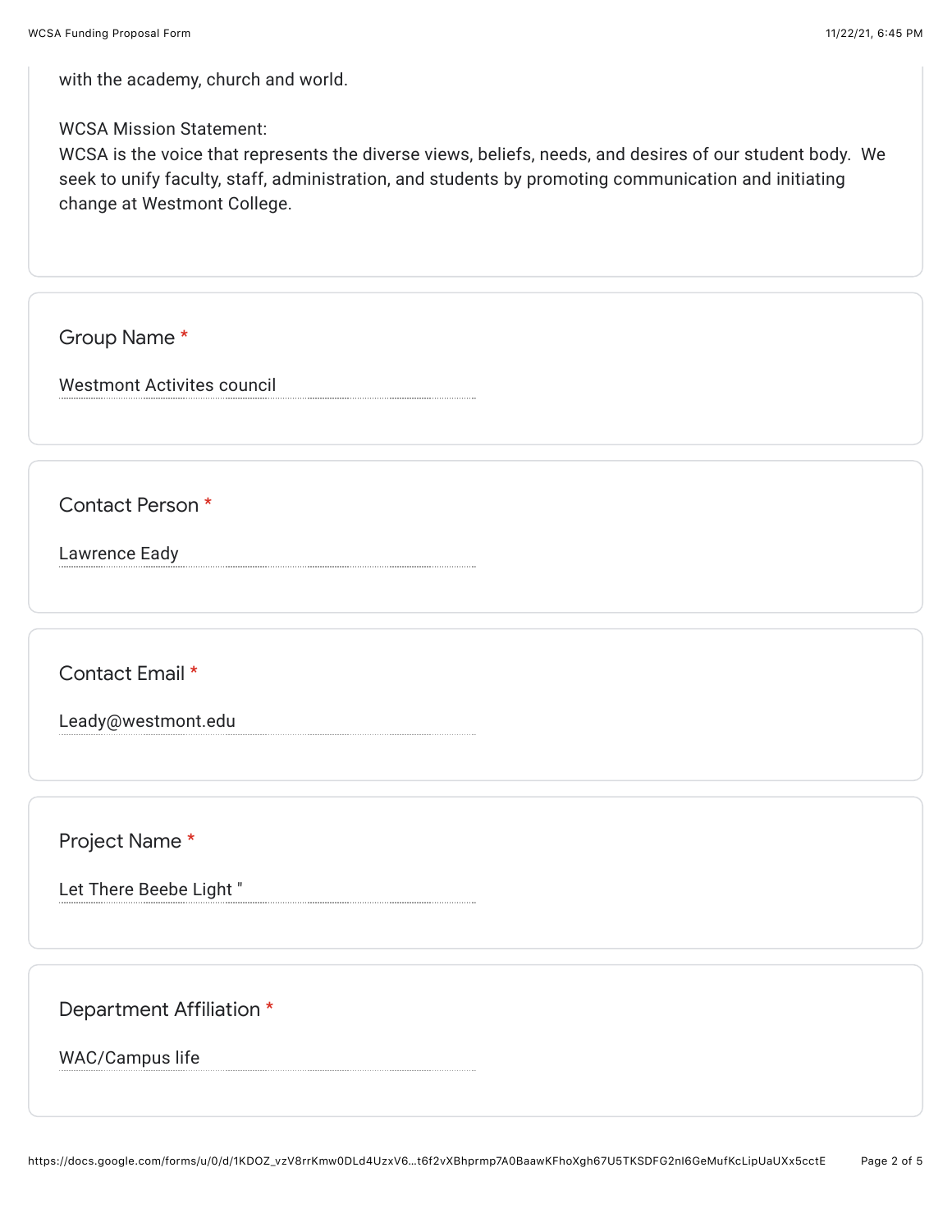with the academy, church and world.

WCSA Mission Statement:
WCSA is the voice that represents the diverse views, beliefs, needs, and desires of our student body. We seek to unify faculty, staff, administration, and students by promoting communication and initiating change at Westmont College.

Group Name *

Westmont Activites council

Contact Person *

Lawrence Eady

Contact Email *

Leady@westmont.edu

Project Name *

Let There Beebe Light "

Department Affiliation *

WAC/Campus life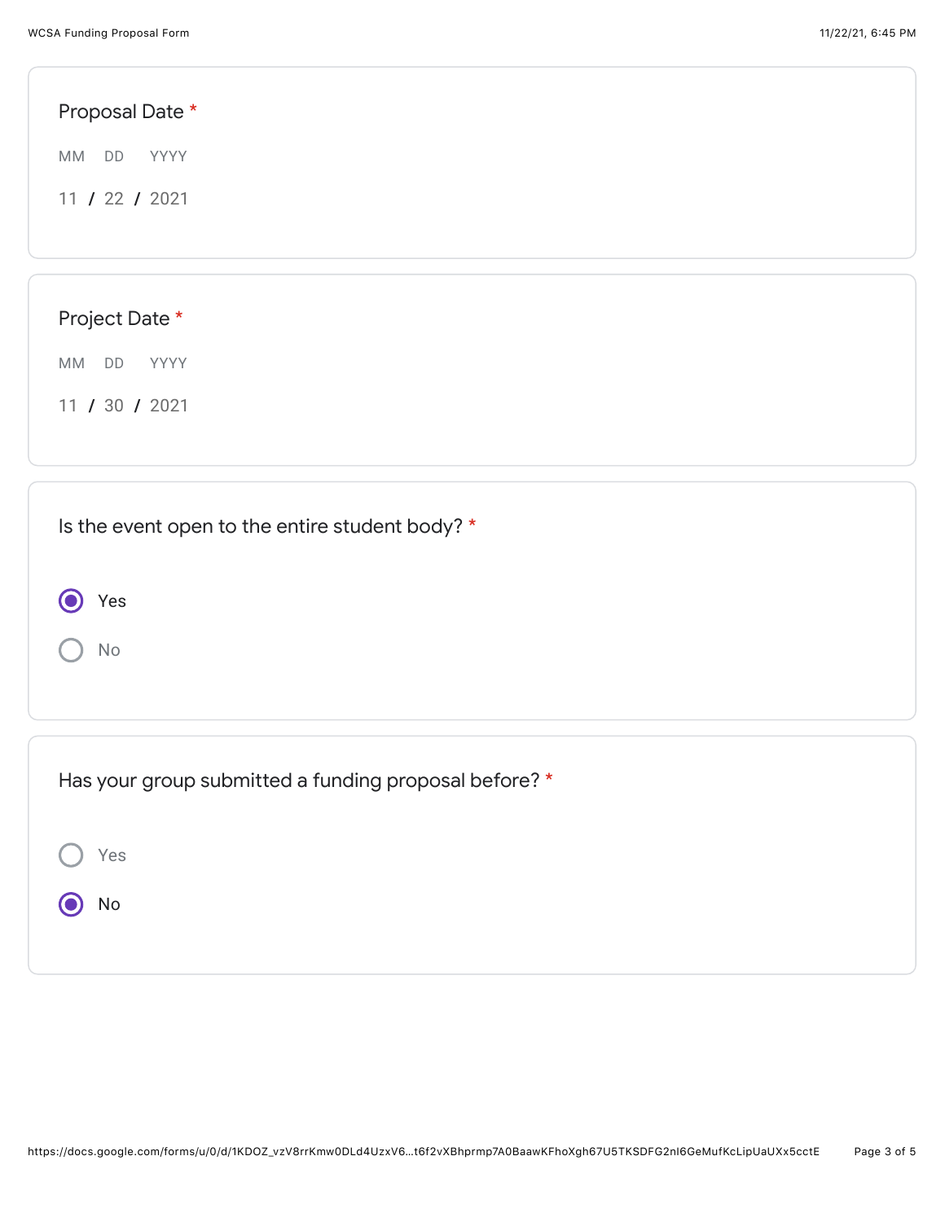**Proposal Date** *

MM DD YYYY

11 / 22 / 2021

**Project Date** *

MM DD YYYY

11 / 30 / 2021

**Is the event open to the entire student body?** *

- (●) Yes
- ( ) No

**Has your group submitted a funding proposal before?** *

- ( ) Yes
- (●) No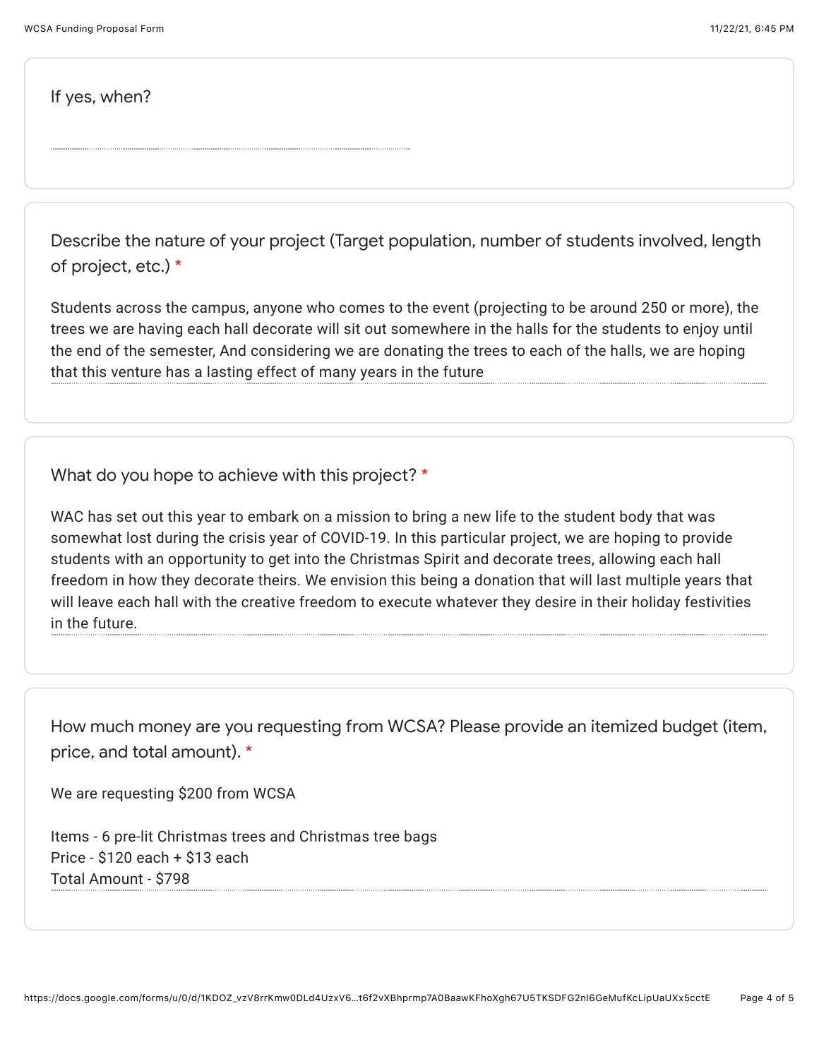If yes, when?

Describe the nature of your project (Target population, number of students involved, length of project, etc.) *

Students across the campus, anyone who comes to the event (projecting to be around 250 or more), the trees we are having each hall decorate will sit out somewhere in the halls for the students to enjoy until the end of the semester, And considering we are donating the trees to each of the halls, we are hoping that this venture has a lasting effect of many years in the future

What do you hope to achieve with this project? *

WAC has set out this year to embark on a mission to bring a new life to the student body that was somewhat lost during the crisis year of COVID-19. In this particular project, we are hoping to provide students with an opportunity to get into the Christmas Spirit and decorate trees, allowing each hall freedom in how they decorate theirs. We envision this being a donation that will last multiple years that will leave each hall with the creative freedom to execute whatever they desire in their holiday festivities in the future.

How much money are you requesting from WCSA? Please provide an itemized budget (item, price, and total amount). *

We are requesting $200 from WCSA

Items - 6 pre-lit Christmas trees and Christmas tree bags
Price - $120 each + $13 each
Total Amount - $798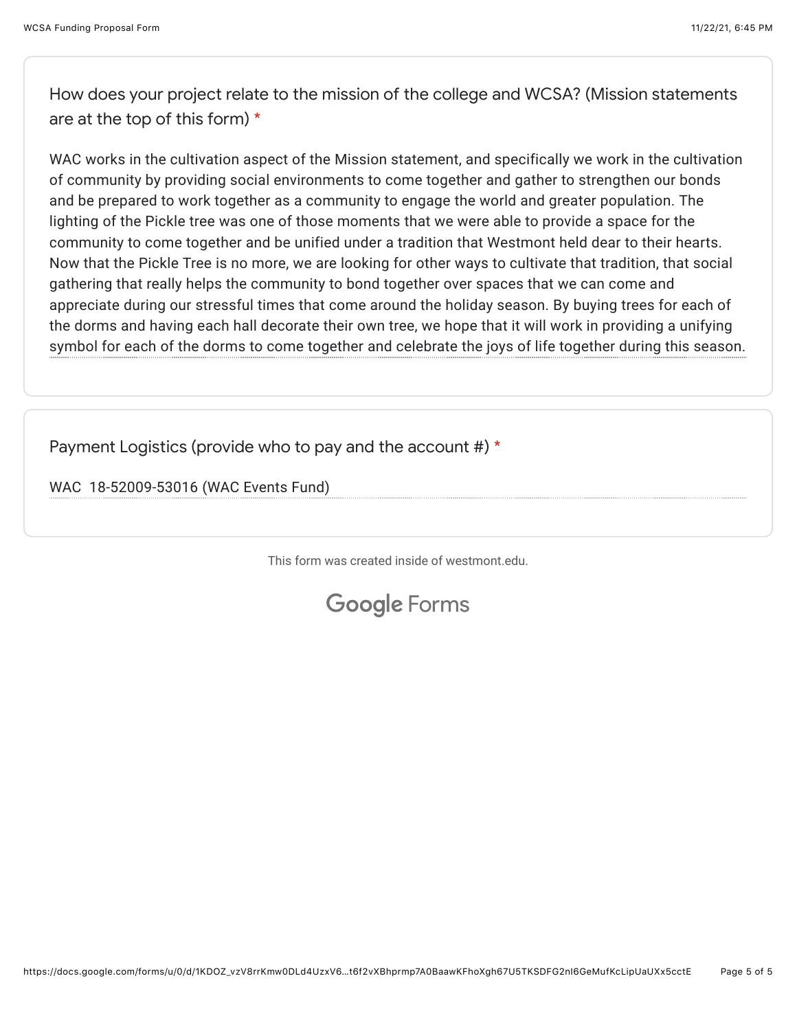How does your project relate to the mission of the college and WCSA? (Mission statements are at the top of this form) *

WAC works in the cultivation aspect of the Mission statement, and specifically we work in the cultivation of community by providing social environments to come together and gather to strengthen our bonds and be prepared to work together as a community to engage the world and greater population. The lighting of the Pickle tree was one of those moments that we were able to provide a space for the community to come together and be unified under a tradition that Westmont held dear to their hearts. Now that the Pickle Tree is no more, we are looking for other ways to cultivate that tradition, that social gathering that really helps the community to bond together over spaces that we can come and appreciate during our stressful times that come around the holiday season. By buying trees for each of the dorms and having each hall decorate their own tree, we hope that it will work in providing a unifying symbol for each of the dorms to come together and celebrate the joys of life together during this season.

Payment Logistics (provide who to pay and the account #) *

WAC 18-52009-53016 (WAC Events Fund)

This form was created inside of westmont.edu.

Google Forms